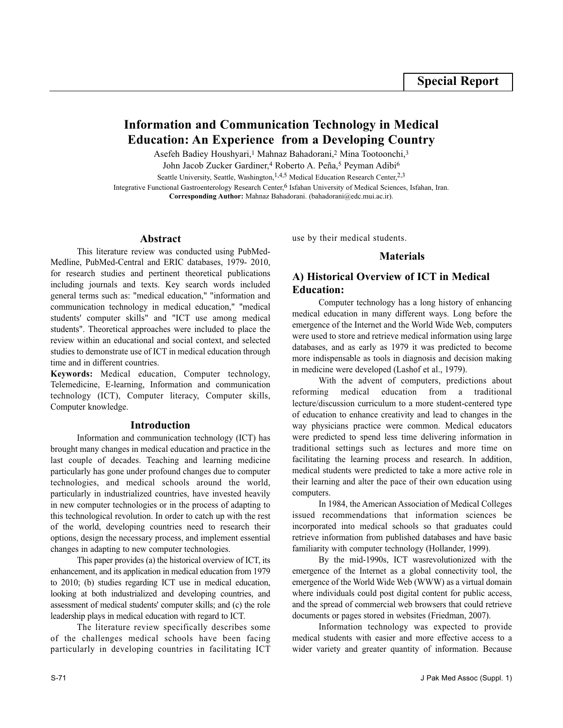Special Report

# Information and Communication Technology in Medical Education: An Experience from a Developing Country

Asefeh Badiey Houshyari,[1] Mahnaz Bahadorani,[2] Mina Tootoonchi,[3] John Jacob Zucker Gardiner,[4] Roberto A. Peña,[5] Peyman Adibi[6]

Seattle University, Seattle, Washington,[1,4,5] Medical Education Research Center,[2,3] Integrative Functional Gastroenterology Research Center,[6] Isfahan University of Medical Sciences, Isfahan, Iran.

**Corresponding Author:** Mahnaz Bahadorani. (bahadorani@edc.mui.ac.ir).

## Abstract

This literature review was conducted using PubMed-Medline, PubMed-Central and ERIC databases, 1979- 2010, for research studies and pertinent theoretical publications including journals and texts. Key search words included general terms such as: "medical education," "information and communication technology in medical education," "medical students' computer skills" and "ICT use among medical students". Theoretical approaches were included to place the review within an educational and social context, and selected studies to demonstrate use of ICT in medical education through time and in different countries.

**Keywords:** Medical education, Computer technology, Telemedicine, E-learning, Information and communication technology (ICT), Computer literacy, Computer skills, Computer knowledge.

## Introduction

Information and communication technology (ICT) has brought many changes in medical education and practice in the last couple of decades. Teaching and learning medicine particularly has gone under profound changes due to computer technologies, and medical schools around the world, particularly in industrialized countries, have invested heavily in new computer technologies or in the process of adapting to this technological revolution. In order to catch up with the rest of the world, developing countries need to research their options, design the necessary process, and implement essential changes in adapting to new computer technologies.

This paper provides (a) the historical overview of ICT, its enhancement, and its application in medical education from 1979 to 2010; (b) studies regarding ICT use in medical education, looking at both industrialized and developing countries, and assessment of medical students' computer skills; and (c) the role leadership plays in medical education with regard to ICT.

The literature review specifically describes some of the challenges medical schools have been facing particularly in developing countries in facilitating ICT use by their medical students.

## Materials

### A) Historical Overview of ICT in Medical Education:

Computer technology has a long history of enhancing medical education in many different ways. Long before the emergence of the Internet and the World Wide Web, computers were used to store and retrieve medical information using large databases, and as early as 1979 it was predicted to become more indispensable as tools in diagnosis and decision making in medicine were developed (Lashof et al., 1979).

With the advent of computers, predictions about reforming medical education from a traditional lecture/discussion curriculum to a more student-centered type of education to enhance creativity and lead to changes in the way physicians practice were common. Medical educators were predicted to spend less time delivering information in traditional settings such as lectures and more time on facilitating the learning process and research. In addition, medical students were predicted to take a more active role in their learning and alter the pace of their own education using computers.

In 1984, the American Association of Medical Colleges issued recommendations that information sciences be incorporated into medical schools so that graduates could retrieve information from published databases and have basic familiarity with computer technology (Hollander, 1999).

By the mid-1990s, ICT wasrevolutionized with the emergence of the Internet as a global connectivity tool, the emergence of the World Wide Web (WWW) as a virtual domain where individuals could post digital content for public access, and the spread of commercial web browsers that could retrieve documents or pages stored in websites (Friedman, 2007).

Information technology was expected to provide medical students with easier and more effective access to a wider variety and greater quantity of information. Because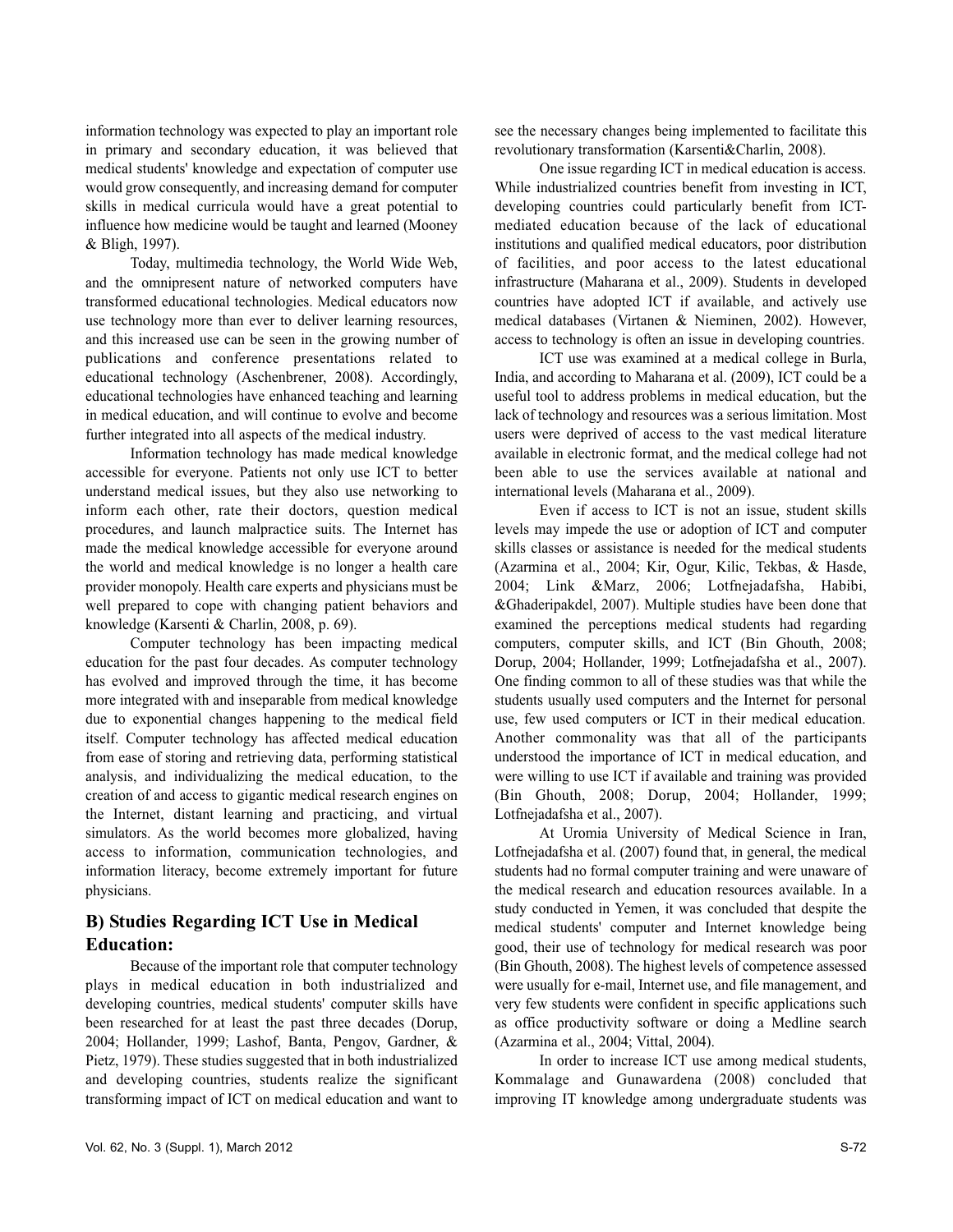information technology was expected to play an important role in primary and secondary education, it was believed that medical students' knowledge and expectation of computer use would grow consequently, and increasing demand for computer skills in medical curricula would have a great potential to influence how medicine would be taught and learned (Mooney & Bligh, 1997).

Today, multimedia technology, the World Wide Web, and the omnipresent nature of networked computers have transformed educational technologies. Medical educators now use technology more than ever to deliver learning resources, and this increased use can be seen in the growing number of publications and conference presentations related to educational technology (Aschenbrener, 2008). Accordingly, educational technologies have enhanced teaching and learning in medical education, and will continue to evolve and become further integrated into all aspects of the medical industry.

Information technology has made medical knowledge accessible for everyone. Patients not only use ICT to better understand medical issues, but they also use networking to inform each other, rate their doctors, question medical procedures, and launch malpractice suits. The Internet has made the medical knowledge accessible for everyone around the world and medical knowledge is no longer a health care provider monopoly. Health care experts and physicians must be well prepared to cope with changing patient behaviors and knowledge (Karsenti & Charlin, 2008, p. 69).

Computer technology has been impacting medical education for the past four decades. As computer technology has evolved and improved through the time, it has become more integrated with and inseparable from medical knowledge due to exponential changes happening to the medical field itself. Computer technology has affected medical education from ease of storing and retrieving data, performing statistical analysis, and individualizing the medical education, to the creation of and access to gigantic medical research engines on the Internet, distant learning and practicing, and virtual simulators. As the world becomes more globalized, having access to information, communication technologies, and information literacy, become extremely important for future physicians.

## B) Studies Regarding ICT Use in Medical Education:

Because of the important role that computer technology plays in medical education in both industrialized and developing countries, medical students' computer skills have been researched for at least the past three decades (Dorup, 2004; Hollander, 1999; Lashof, Banta, Pengov, Gardner, & Pietz, 1979). These studies suggested that in both industrialized and developing countries, students realize the significant transforming impact of ICT on medical education and want to see the necessary changes being implemented to facilitate this revolutionary transformation (Karsenti&Charlin, 2008).

One issue regarding ICT in medical education is access. While industrialized countries benefit from investing in ICT, developing countries could particularly benefit from ICT-mediated education because of the lack of educational institutions and qualified medical educators, poor distribution of facilities, and poor access to the latest educational infrastructure (Maharana et al., 2009). Students in developed countries have adopted ICT if available, and actively use medical databases (Virtanen & Nieminen, 2002). However, access to technology is often an issue in developing countries.

ICT use was examined at a medical college in Burla, India, and according to Maharana et al. (2009), ICT could be a useful tool to address problems in medical education, but the lack of technology and resources was a serious limitation. Most users were deprived of access to the vast medical literature available in electronic format, and the medical college had not been able to use the services available at national and international levels (Maharana et al., 2009).

Even if access to ICT is not an issue, student skills levels may impede the use or adoption of ICT and computer skills classes or assistance is needed for the medical students (Azarmina et al., 2004; Kir, Ogur, Kilic, Tekbas, & Hasde, 2004; Link &Marz, 2006; Lotfnejadafsha, Habibi, &Ghaderipakdel, 2007). Multiple studies have been done that examined the perceptions medical students had regarding computers, computer skills, and ICT (Bin Ghouth, 2008; Dorup, 2004; Hollander, 1999; Lotfnejadafsha et al., 2007). One finding common to all of these studies was that while the students usually used computers and the Internet for personal use, few used computers or ICT in their medical education. Another commonality was that all of the participants understood the importance of ICT in medical education, and were willing to use ICT if available and training was provided (Bin Ghouth, 2008; Dorup, 2004; Hollander, 1999; Lotfnejadafsha et al., 2007).

At Uromia University of Medical Science in Iran, Lotfnejadafsha et al. (2007) found that, in general, the medical students had no formal computer training and were unaware of the medical research and education resources available. In a study conducted in Yemen, it was concluded that despite the medical students' computer and Internet knowledge being good, their use of technology for medical research was poor (Bin Ghouth, 2008). The highest levels of competence assessed were usually for e-mail, Internet use, and file management, and very few students were confident in specific applications such as office productivity software or doing a Medline search (Azarmina et al., 2004; Vittal, 2004).

In order to increase ICT use among medical students, Kommalage and Gunawardena (2008) concluded that improving IT knowledge among undergraduate students was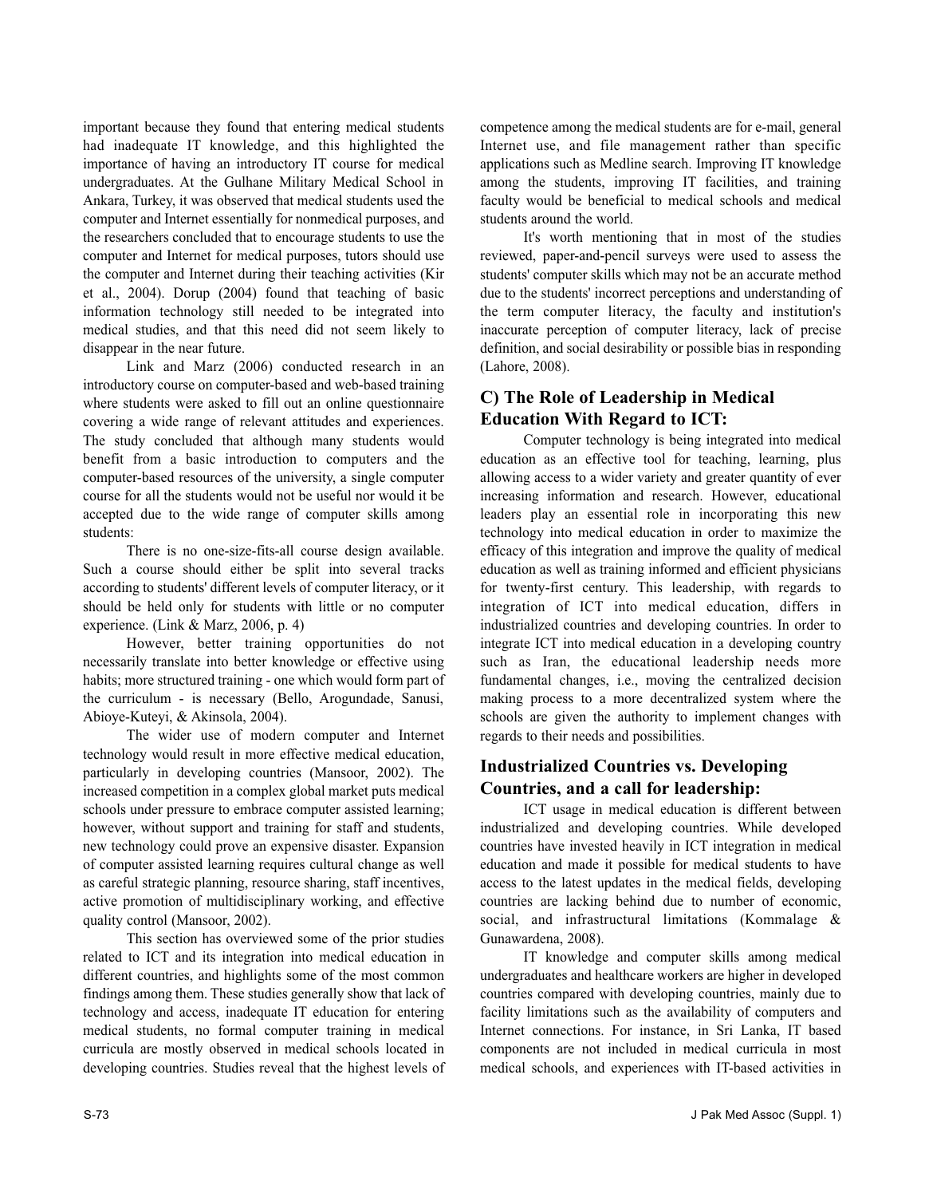important because they found that entering medical students had inadequate IT knowledge, and this highlighted the importance of having an introductory IT course for medical undergraduates. At the Gulhane Military Medical School in Ankara, Turkey, it was observed that medical students used the computer and Internet essentially for nonmedical purposes, and the researchers concluded that to encourage students to use the computer and Internet for medical purposes, tutors should use the computer and Internet during their teaching activities (Kir et al., 2004). Dorup (2004) found that teaching of basic information technology still needed to be integrated into medical studies, and that this need did not seem likely to disappear in the near future.

Link and Marz (2006) conducted research in an introductory course on computer-based and web-based training where students were asked to fill out an online questionnaire covering a wide range of relevant attitudes and experiences. The study concluded that although many students would benefit from a basic introduction to computers and the computer-based resources of the university, a single computer course for all the students would not be useful nor would it be accepted due to the wide range of computer skills among students:

> There is no one-size-fits-all course design available. Such a course should either be split into several tracks according to students' different levels of computer literacy, or it should be held only for students with little or no computer experience. (Link & Marz, 2006, p. 4)

However, better training opportunities do not necessarily translate into better knowledge or effective using habits; more structured training - one which would form part of the curriculum - is necessary (Bello, Arogundade, Sanusi, Abioye-Kuteyi, & Akinsola, 2004).

The wider use of modern computer and Internet technology would result in more effective medical education, particularly in developing countries (Mansoor, 2002). The increased competition in a complex global market puts medical schools under pressure to embrace computer assisted learning; however, without support and training for staff and students, new technology could prove an expensive disaster. Expansion of computer assisted learning requires cultural change as well as careful strategic planning, resource sharing, staff incentives, active promotion of multidisciplinary working, and effective quality control (Mansoor, 2002).

This section has overviewed some of the prior studies related to ICT and its integration into medical education in different countries, and highlights some of the most common findings among them. These studies generally show that lack of technology and access, inadequate IT education for entering medical students, no formal computer training in medical curricula are mostly observed in medical schools located in developing countries. Studies reveal that the highest levels of competence among the medical students are for e-mail, general Internet use, and file management rather than specific applications such as Medline search. Improving IT knowledge among the students, improving IT facilities, and training faculty would be beneficial to medical schools and medical students around the world.

It's worth mentioning that in most of the studies reviewed, paper-and-pencil surveys were used to assess the students' computer skills which may not be an accurate method due to the students' incorrect perceptions and understanding of the term computer literacy, the faculty and institution's inaccurate perception of computer literacy, lack of precise definition, and social desirability or possible bias in responding (Lahore, 2008).

## C) The Role of Leadership in Medical Education With Regard to ICT:

Computer technology is being integrated into medical education as an effective tool for teaching, learning, plus allowing access to a wider variety and greater quantity of ever increasing information and research. However, educational leaders play an essential role in incorporating this new technology into medical education in order to maximize the efficacy of this integration and improve the quality of medical education as well as training informed and efficient physicians for twenty-first century. This leadership, with regards to integration of ICT into medical education, differs in industrialized countries and developing countries. In order to integrate ICT into medical education in a developing country such as Iran, the educational leadership needs more fundamental changes, i.e., moving the centralized decision making process to a more decentralized system where the schools are given the authority to implement changes with regards to their needs and possibilities.

## Industrialized Countries vs. Developing Countries, and a call for leadership:

ICT usage in medical education is different between industrialized and developing countries. While developed countries have invested heavily in ICT integration in medical education and made it possible for medical students to have access to the latest updates in the medical fields, developing countries are lacking behind due to number of economic, social, and infrastructural limitations (Kommalage & Gunawardena, 2008).

IT knowledge and computer skills among medical undergraduates and healthcare workers are higher in developed countries compared with developing countries, mainly due to facility limitations such as the availability of computers and Internet connections. For instance, in Sri Lanka, IT based components are not included in medical curricula in most medical schools, and experiences with IT-based activities in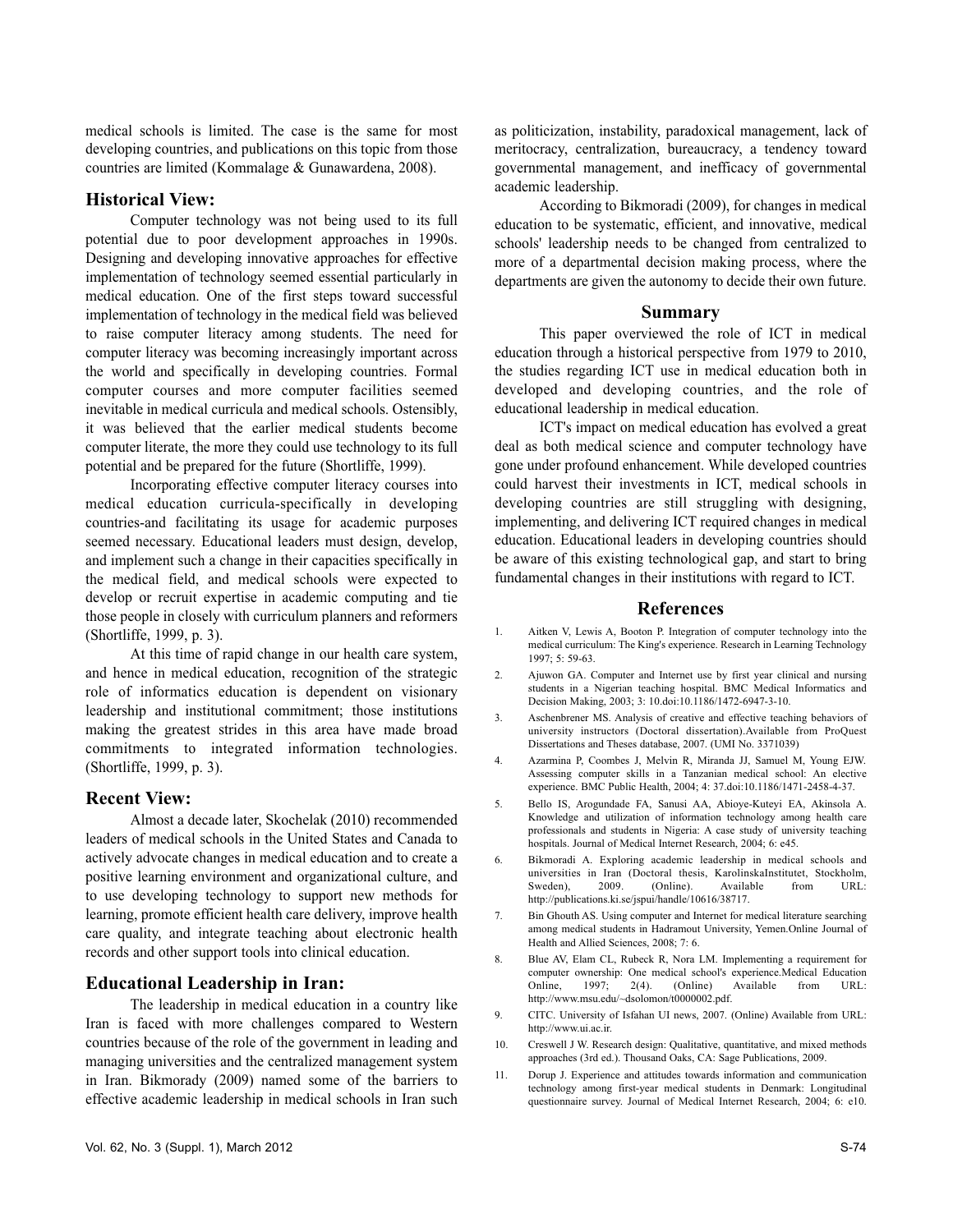medical schools is limited. The case is the same for most developing countries, and publications on this topic from those countries are limited (Kommalage & Gunawardena, 2008).

## Historical View:

Computer technology was not being used to its full potential due to poor development approaches in 1990s. Designing and developing innovative approaches for effective implementation of technology seemed essential particularly in medical education. One of the first steps toward successful implementation of technology in the medical field was believed to raise computer literacy among students. The need for computer literacy was becoming increasingly important across the world and specifically in developing countries. Formal computer courses and more computer facilities seemed inevitable in medical curricula and medical schools. Ostensibly, it was believed that the earlier medical students become computer literate, the more they could use technology to its full potential and be prepared for the future (Shortliffe, 1999).

Incorporating effective computer literacy courses into medical education curricula-specifically in developing countries-and facilitating its usage for academic purposes seemed necessary. Educational leaders must design, develop, and implement such a change in their capacities specifically in the medical field, and medical schools were expected to develop or recruit expertise in academic computing and tie those people in closely with curriculum planners and reformers (Shortliffe, 1999, p. 3).

At this time of rapid change in our health care system, and hence in medical education, recognition of the strategic role of informatics education is dependent on visionary leadership and institutional commitment; those institutions making the greatest strides in this area have made broad commitments to integrated information technologies. (Shortliffe, 1999, p. 3).

## Recent View:

Almost a decade later, Skochelak (2010) recommended leaders of medical schools in the United States and Canada to actively advocate changes in medical education and to create a positive learning environment and organizational culture, and to use developing technology to support new methods for learning, promote efficient health care delivery, improve health care quality, and integrate teaching about electronic health records and other support tools into clinical education.

## Educational Leadership in Iran:

The leadership in medical education in a country like Iran is faced with more challenges compared to Western countries because of the role of the government in leading and managing universities and the centralized management system in Iran. Bikmorady (2009) named some of the barriers to effective academic leadership in medical schools in Iran such as politicization, instability, paradoxical management, lack of meritocracy, centralization, bureaucracy, a tendency toward governmental management, and inefficacy of governmental academic leadership.

According to Bikmoradi (2009), for changes in medical education to be systematic, efficient, and innovative, medical schools' leadership needs to be changed from centralized to more of a departmental decision making process, where the departments are given the autonomy to decide their own future.

## Summary

This paper overviewed the role of ICT in medical education through a historical perspective from 1979 to 2010, the studies regarding ICT use in medical education both in developed and developing countries, and the role of educational leadership in medical education.

ICT's impact on medical education has evolved a great deal as both medical science and computer technology have gone under profound enhancement. While developed countries could harvest their investments in ICT, medical schools in developing countries are still struggling with designing, implementing, and delivering ICT required changes in medical education. Educational leaders in developing countries should be aware of this existing technological gap, and start to bring fundamental changes in their institutions with regard to ICT.

## References

1. Aitken V, Lewis A, Booton P. Integration of computer technology into the medical curriculum: The King's experience. Research in Learning Technology 1997; 5: 59-63.
2. Ajuwon GA. Computer and Internet use by first year clinical and nursing students in a Nigerian teaching hospital. BMC Medical Informatics and Decision Making, 2003; 3: 10.doi:10.1186/1472-6947-3-10.
3. Aschenbrener MS. Analysis of creative and effective teaching behaviors of university instructors (Doctoral dissertation).Available from ProQuest Dissertations and Theses database, 2007. (UMI No. 3371039)
4. Azarmina P, Coombes J, Melvin R, Miranda JJ, Samuel M, Young EJW. Assessing computer skills in a Tanzanian medical school: An elective experience. BMC Public Health, 2004; 4: 37.doi:10.1186/1471-2458-4-37.
5. Bello IS, Arogundade FA, Sanusi AA, Abioye-Kuteyi EA, Akinsola A. Knowledge and utilization of information technology among health care professionals and students in Nigeria: A case study of university teaching hospitals. Journal of Medical Internet Research, 2004; 6: e45.
6. Bikmoradi A. Exploring academic leadership in medical schools and universities in Iran (Doctoral thesis, KarolinskaInstitutet, Stockholm, Sweden), 2009. (Online). Available from URL: http://publications.ki.se/jspui/handle/10616/38717.
7. Bin Ghouth AS. Using computer and Internet for medical literature searching among medical students in Hadramout University, Yemen.Online Journal of Health and Allied Sciences, 2008; 7: 6.
8. Blue AV, Elam CL, Rubeck R, Nora LM. Implementing a requirement for computer ownership: One medical school's experience.Medical Education Online, 1997; 2(4). (Online) Available from URL: http://www.msu.edu/~dsolomon/t0000002.pdf.
9. CITC. University of Isfahan UI news, 2007. (Online) Available from URL: http://www.ui.ac.ir.
10. Creswell J W. Research design: Qualitative, quantitative, and mixed methods approaches (3rd ed.). Thousand Oaks, CA: Sage Publications, 2009.
11. Dorup J. Experience and attitudes towards information and communication technology among first-year medical students in Denmark: Longitudinal questionnaire survey. Journal of Medical Internet Research, 2004; 6: e10.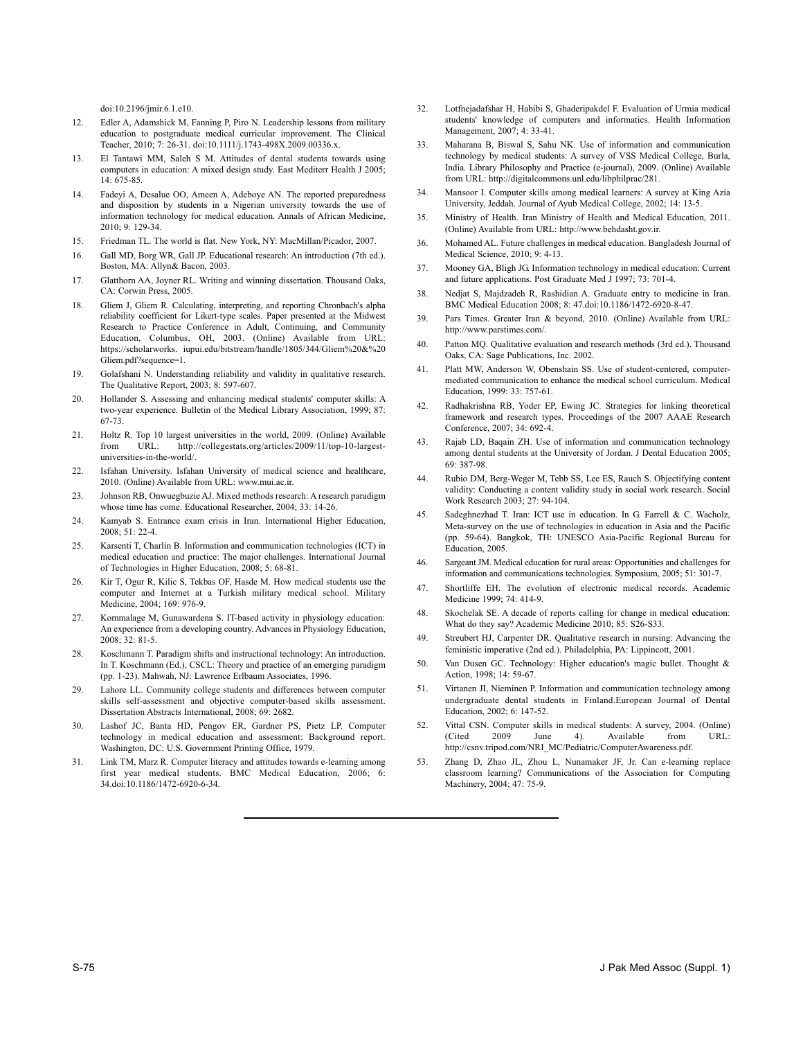doi:10.2196/jmir.6.1.e10.

12. Edler A, Adamshick M, Fanning P, Piro N. Leadership lessons from military education to postgraduate medical curricular improvement. The Clinical Teacher, 2010; 7: 26-31. doi:10.1111/j.1743-498X.2009.00336.x.
13. El Tantawi MM, Saleh S M. Attitudes of dental students towards using computers in education: A mixed design study. East Mediterr Health J 2005; 14: 675-85.
14. Fadeyi A, Desalue OO, Ameen A, Adeboye AN. The reported preparedness and disposition by students in a Nigerian university towards the use of information technology for medical education. Annals of African Medicine, 2010; 9: 129-34.
15. Friedman TL. The world is flat. New York, NY: MacMillan/Picador, 2007.
16. Gall MD, Borg WR, Gall JP. Educational research: An introduction (7th ed.). Boston, MA: Allyn& Bacon, 2003.
17. Glatthorn AA, Joyner RL. Writing and winning dissertation. Thousand Oaks, CA: Corwin Press, 2005.
18. Gliem J, Gliem R. Calculating, interpreting, and reporting Chronbach's alpha reliability coefficient for Likert-type scales. Paper presented at the Midwest Research to Practice Conference in Adult, Continuing, and Community Education, Columbus, OH, 2003. (Online) Available from URL: https://scholarworks. iupui.edu/bitstream/handle/1805/344/Gliem%20&%20 Gliem.pdf?sequence=1.
19. Golafshani N. Understanding reliability and validity in qualitative research. The Qualitative Report, 2003; 8: 597-607.
20. Hollander S. Assessing and enhancing medical students' computer skills: A two-year experience. Bulletin of the Medical Library Association, 1999; 87: 67-73.
21. Holtz R. Top 10 largest universities in the world, 2009. (Online) Available from URL: http://collegestats.org/articles/2009/11/top-10-largest-universities-in-the-world/.
22. Isfahan University. Isfahan University of medical science and healthcare, 2010. (Online) Available from URL: www.mui.ac.ir.
23. Johnson RB, Onwuegbuzie AJ. Mixed methods research: A research paradigm whose time has come. Educational Researcher, 2004; 33: 14-26.
24. Kamyab S. Entrance exam crisis in Iran. International Higher Education, 2008; 51: 22-4.
25. Karsenti T, Charlin B. Information and communication technologies (ICT) in medical education and practice: The major challenges. International Journal of Technologies in Higher Education, 2008; 5: 68-81.
26. Kir T, Ogur R, Kilic S, Tekbas OF, Hasde M. How medical students use the computer and Internet at a Turkish military medical school. Military Medicine, 2004; 169: 976-9.
27. Kommalage M, Gunawardena S. IT-based activity in physiology education: An experience from a developing country. Advances in Physiology Education, 2008; 32: 81-5.
28. Koschmann T. Paradigm shifts and instructional technology: An introduction. In T. Koschmann (Ed.), CSCL: Theory and practice of an emerging paradigm (pp. 1-23). Mahwah, NJ: Lawrence Erlbaum Associates, 1996.
29. Lahore LL. Community college students and differences between computer skills self-assessment and objective computer-based skills assessment. Dissertation Abstracts International, 2008; 69: 2682.
30. Lashof JC, Banta HD, Pengov ER, Gardner PS, Pietz LP. Computer technology in medical education and assessment: Background report. Washington, DC: U.S. Government Printing Office, 1979.
31. Link TM, Marz R. Computer literacy and attitudes towards e-learning among first year medical students. BMC Medical Education, 2006; 6: 34.doi:10.1186/1472-6920-6-34.
32. Lotfnejadafshar H, Habibi S, Ghaderipakdel F. Evaluation of Urmia medical students' knowledge of computers and informatics. Health Information Management, 2007; 4: 33-41.
33. Maharana B, Biswal S, Sahu NK. Use of information and communication technology by medical students: A survey of VSS Medical College, Burla, India. Library Philosophy and Practice (e-journal), 2009. (Online) Available from URL: http://digitalcommons.unl.edu/libphilprac/281.
34. Mansoor I. Computer skills among medical learners: A survey at King Azia University, Jeddah. Journal of Ayub Medical College, 2002; 14: 13-5.
35. Ministry of Health. Iran Ministry of Health and Medical Education, 2011. (Online) Available from URL: http://www.behdasht.gov.ir.
36. Mohamed AL. Future challenges in medical education. Bangladesh Journal of Medical Science, 2010; 9: 4-13.
37. Mooney GA, Bligh JG. Information technology in medical education: Current and future applications. Post Graduate Med J 1997; 73: 701-4.
38. Nedjat S, Majdzadeh R, Rashidian A. Graduate entry to medicine in Iran. BMC Medical Education 2008; 8: 47.doi:10.1186/1472-6920-8-47.
39. Pars Times. Greater Iran & beyond, 2010. (Online) Available from URL: http://www.parstimes.com/.
40. Patton MQ. Qualitative evaluation and research methods (3rd ed.). Thousand Oaks, CA: Sage Publications, Inc. 2002.
41. Platt MW, Anderson W, Obenshain SS. Use of student-centered, computer-mediated communication to enhance the medical school curriculum. Medical Education, 1999: 33: 757-61.
42. Radhakrishna RB, Yoder EP, Ewing JC. Strategies for linking theoretical framework and research types. Proceedings of the 2007 AAAE Research Conference, 2007; 34: 692-4.
43. Rajab LD, Baqain ZH. Use of information and communication technology among dental students at the University of Jordan. J Dental Education 2005; 69: 387-98.
44. Rubio DM, Berg-Weger M, Tebb SS, Lee ES, Rauch S. Objectifying content validity: Conducting a content validity study in social work research. Social Work Research 2003; 27: 94-104.
45. Sadeghnezhad T. Iran: ICT use in education. In G. Farrell & C. Wacholz, Meta-survey on the use of technologies in education in Asia and the Pacific (pp. 59-64). Bangkok, TH: UNESCO Asia-Pacific Regional Bureau for Education, 2005.
46. Sargeant JM. Medical education for rural areas: Opportunities and challenges for information and communications technologies. Symposium, 2005; 51: 301-7.
47. Shortliffe EH. The evolution of electronic medical records. Academic Medicine 1999; 74: 414-9.
48. Skochelak SE. A decade of reports calling for change in medical education: What do they say? Academic Medicine 2010; 85: S26-S33.
49. Streubert HJ, Carpenter DR. Qualitative research in nursing: Advancing the feministic imperative (2nd ed.). Philadelphia, PA: Lippincott, 2001.
50. Van Dusen GC. Technology: Higher education's magic bullet. Thought & Action, 1998; 14: 59-67.
51. Virtanen JI, Nieminen P. Information and communication technology among undergraduate dental students in Finland.European Journal of Dental Education, 2002; 6: 147-52.
52. Vittal CSN. Computer skills in medical students: A survey, 2004. (Online) (Cited 2009 June 4). Available from URL: http://csnv.tripod.com/NRI_MC/Pediatric/ComputerAwareness.pdf.
53. Zhang D, Zhao JL, Zhou L, Nunamaker JF, Jr. Can e-learning replace classroom learning? Communications of the Association for Computing Machinery, 2004; 47: 75-9.